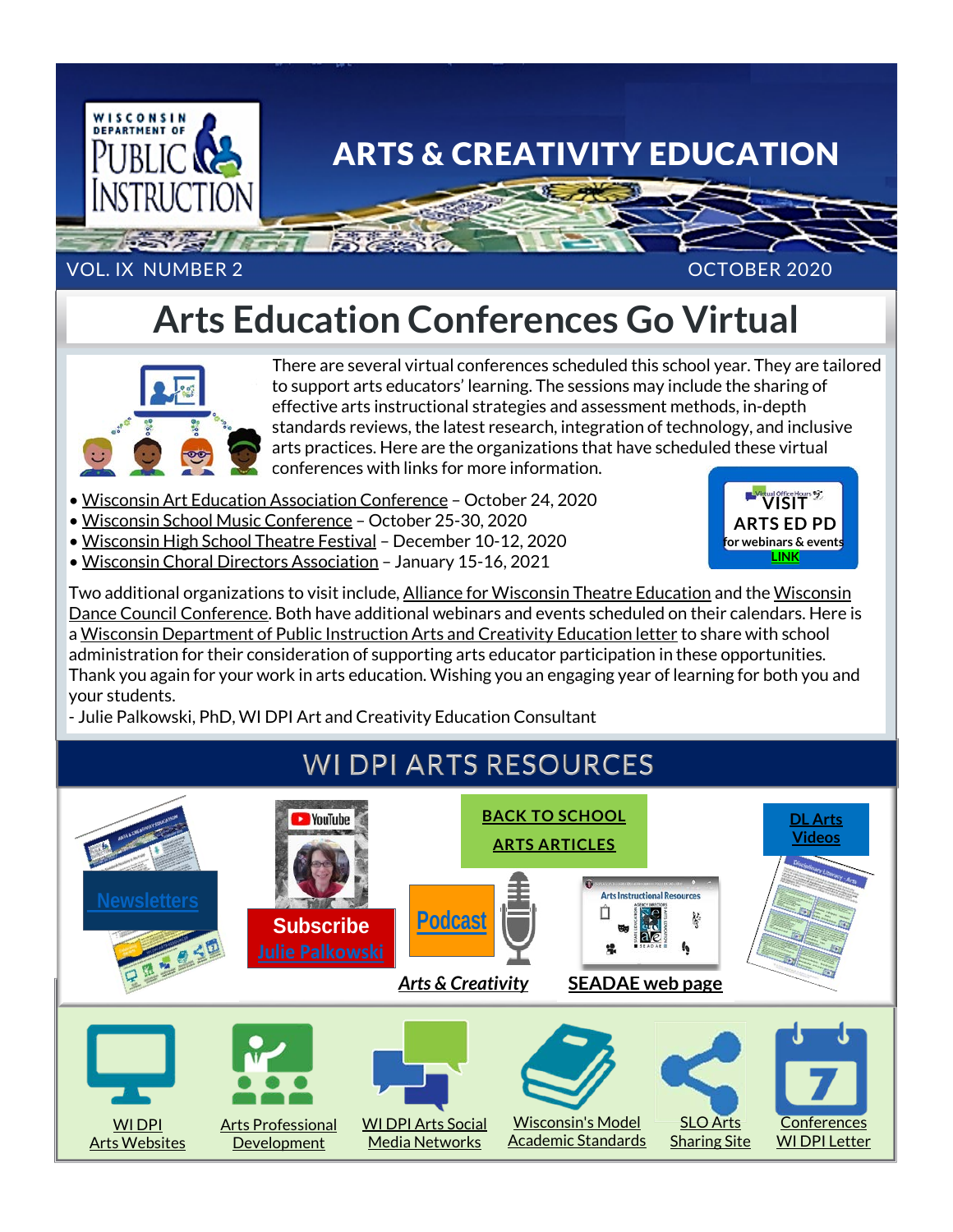# ARTS & CREATIVITY EDUCATION

VOL. IX NUMBER 2 — OCTOBER 2020

## Arts Education Conferences Go Virtual

There are several virtual conferences scheduled this school year. They are tailored to support arts educators' learning. The sessions may include the sharing of effective arts instructional strategies and assessment methods, in-depth standards reviews, the latest research, integration of technology, and inclusive arts practices. Here are the organizations that have scheduled these virtual conferences with links for more information.

- Wisconsin Art Education Association Conference – October 24, 2020
- Wisconsin School Music Conference – October 25-30, 2020
- Wisconsin High School Theatre Festival – December 10-12, 2020
- Wisconsin Choral Directors Association – January 15-16, 2021

**VISIT ARTS ED PD** for webinars & events LINK

Two additional organizations to visit include, Alliance for Wisconsin Theatre Education and the Wisconsin Dance Council Conference. Both have additional webinars and events scheduled on their calendars. Here is a Wisconsin Department of Public Instruction Arts and Creativity Education letter to share with school administration for their consideration of supporting arts educator participation in these opportunities. Thank you again for your work in arts education. Wishing you an engaging year of learning for both you and your students.

- Julie Palkowski, PhD, WI DPI Art and Creativity Education Consultant

## WI DPI ARTS RESOURCES

- Newsletters
- Subscribe Julie Palkowski
- BACK TO SCHOOL ARTS ARTICLES
- Podcast
- *Arts & Creativity*
- SEADAE web page
- DL Arts Videos
- WI DPI Arts Websites
- Arts Professional Development
- WI DPI Arts Social Media Networks
- Wisconsin's Model Academic Standards
- SLO Arts Sharing Site
- Conferences WI DPI Letter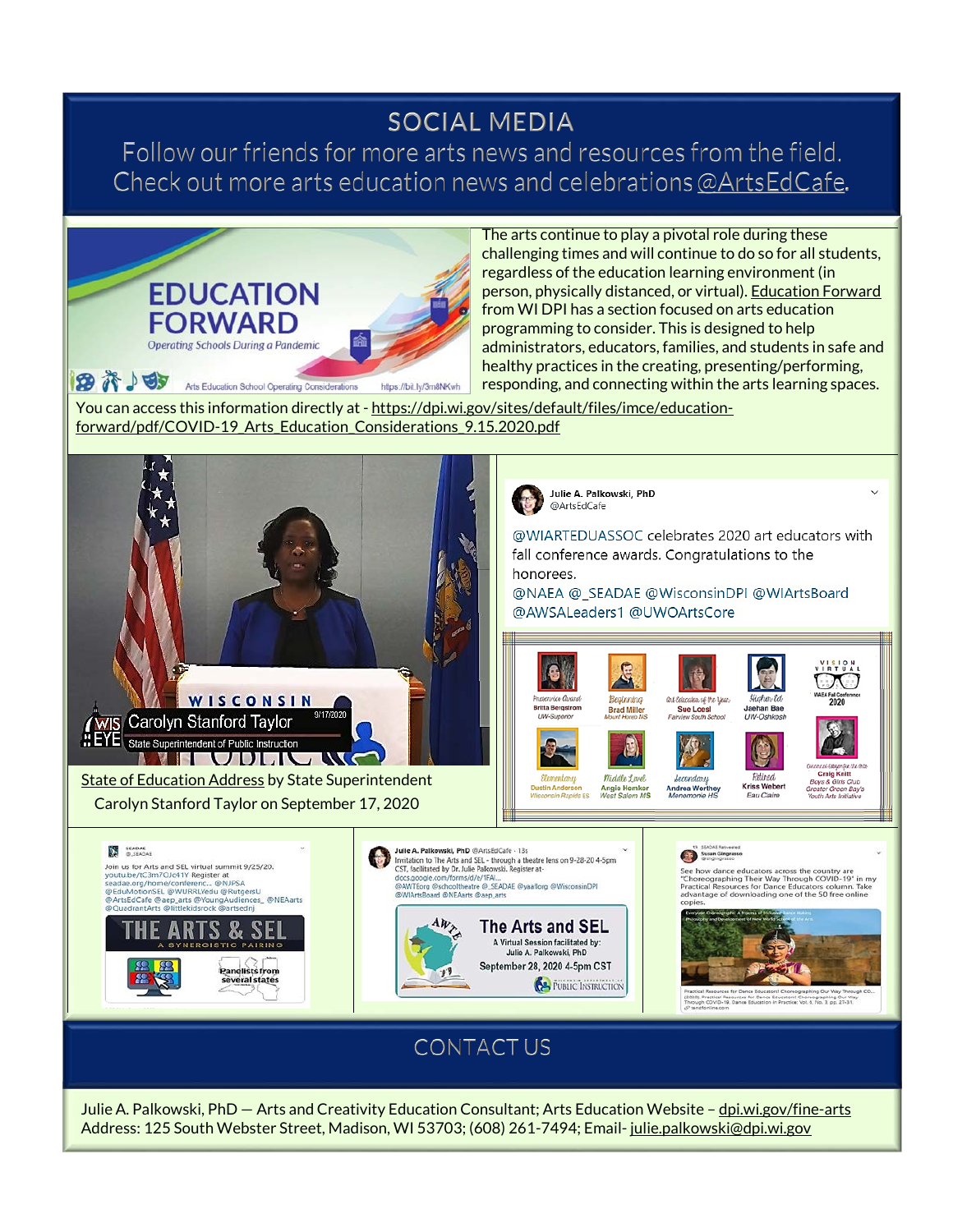# SOCIAL MEDIA

Follow our friends for more arts news and resources from the field.
Check out more arts education news and celebrations @ArtsEdCafe.

The arts continue to play a pivotal role during these challenging times and will continue to do so for all students, regardless of the education learning environment (in person, physically distanced, or virtual). Education Forward from WI DPI has a section focused on arts education programming to consider. This is designed to help administrators, educators, families, and students in safe and healthy practices in the creating, presenting/performing, responding, and connecting within the arts learning spaces.

You can access this information directly at - https://dpi.wi.gov/sites/default/files/imce/education-forward/pdf/COVID-19_Arts_Education_Considerations_9.15.2020.pdf

State of Education Address by State Superintendent Carolyn Stanford Taylor on September 17, 2020

# CONTACT US

Julie A. Palkowski, PhD — Arts and Creativity Education Consultant; Arts Education Website – dpi.wi.gov/fine-arts
Address: 125 South Webster Street, Madison, WI 53703; (608) 261-7494; Email- julie.palkowski@dpi.wi.gov